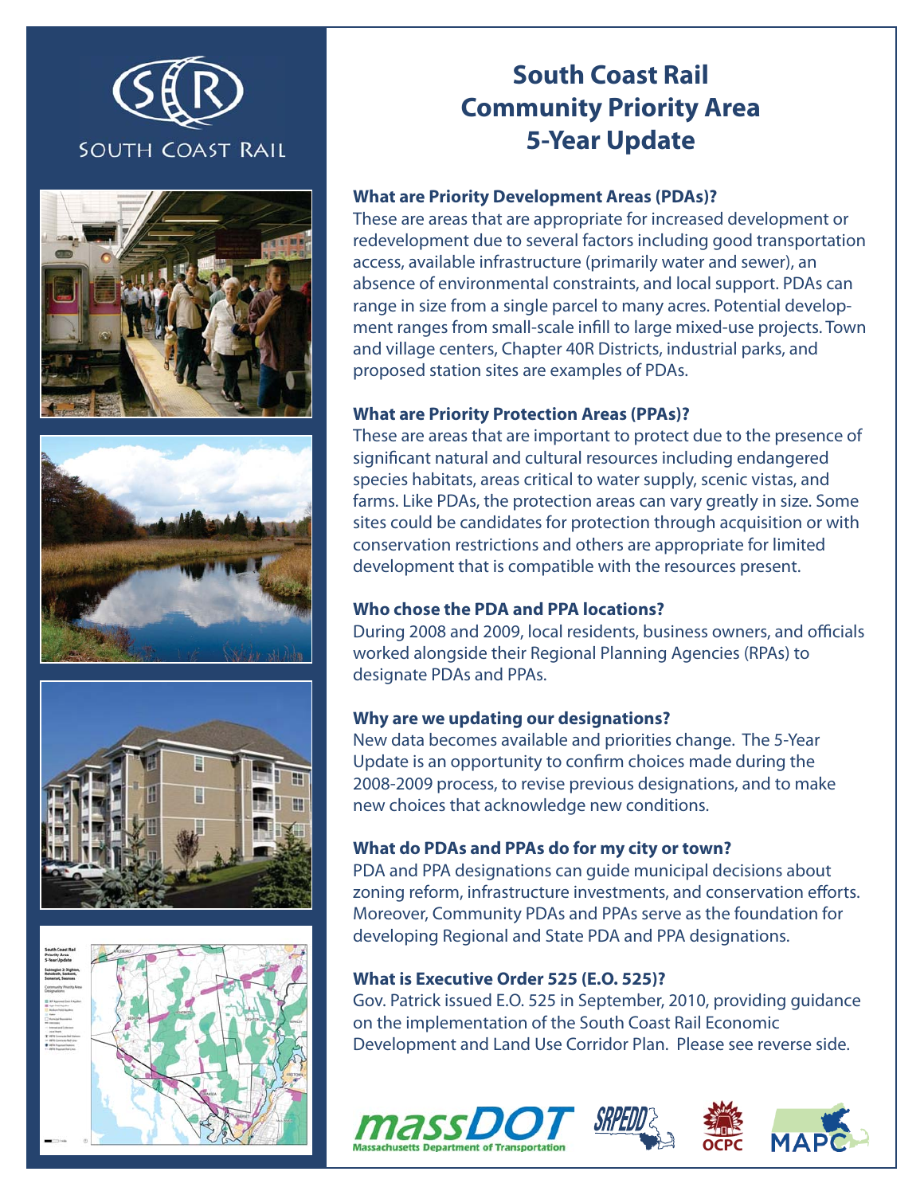SOUTH COAST RAIL

# South Coast Rail Community Priority Area 5-Year Update

### What are Priority Development Areas (PDAs)?

These are areas that are appropriate for increased development or redevelopment due to several factors including good transportation access, available infrastructure (primarily water and sewer), an absence of environmental constraints, and local support. PDAs can range in size from a single parcel to many acres. Potential development ranges from small-scale infill to large mixed-use projects. Town and village centers, Chapter 40R Districts, industrial parks, and proposed station sites are examples of PDAs.

### What are Priority Protection Areas (PPAs)?

These are areas that are important to protect due to the presence of significant natural and cultural resources including endangered species habitats, areas critical to water supply, scenic vistas, and farms. Like PDAs, the protection areas can vary greatly in size. Some sites could be candidates for protection through acquisition or with conservation restrictions and others are appropriate for limited development that is compatible with the resources present.

### Who chose the PDA and PPA locations?

During 2008 and 2009, local residents, business owners, and officials worked alongside their Regional Planning Agencies (RPAs) to designate PDAs and PPAs.

### Why are we updating our designations?

New data becomes available and priorities change. The 5-Year Update is an opportunity to confirm choices made during the 2008-2009 process, to revise previous designations, and to make new choices that acknowledge new conditions.

### What do PDAs and PPAs do for my city or town?

PDA and PPA designations can guide municipal decisions about zoning reform, infrastructure investments, and conservation efforts. Moreover, Community PDAs and PPAs serve as the foundation for developing Regional and State PDA and PPA designations.

### What is Executive Order 525 (E.O. 525)?

Gov. Patrick issued E.O. 525 in September, 2010, providing guidance on the implementation of the South Coast Rail Economic Development and Land Use Corridor Plan. Please see reverse side.

massDOT Massachusetts Department of Transportation | SRPEDD | OCPC | MAPC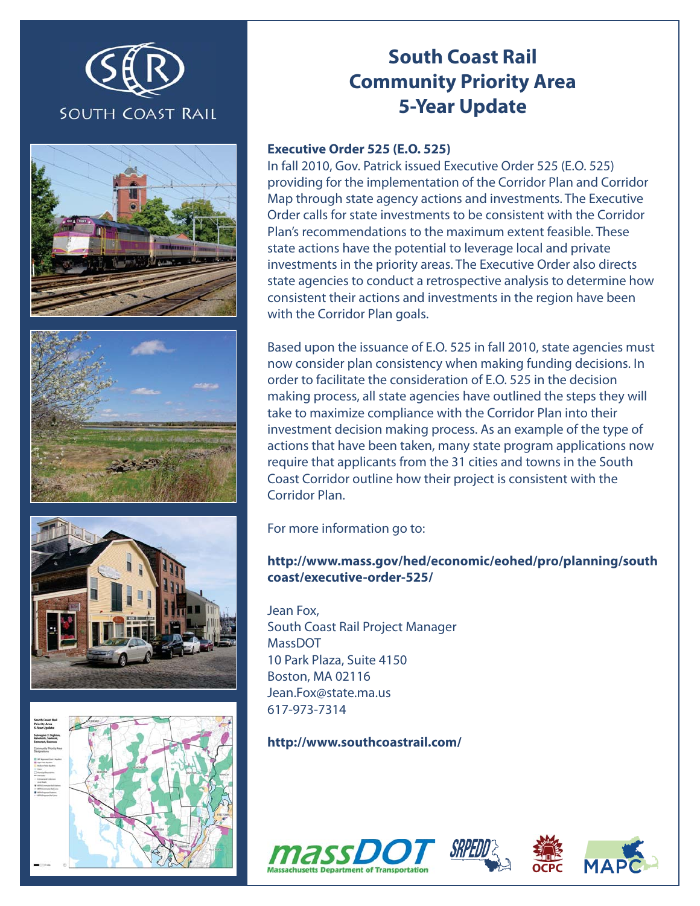SOUTH COAST RAIL

# South Coast Rail Community Priority Area 5-Year Update

**Executive Order 525 (E.O. 525)**

In fall 2010, Gov. Patrick issued Executive Order 525 (E.O. 525) providing for the implementation of the Corridor Plan and Corridor Map through state agency actions and investments. The Executive Order calls for state investments to be consistent with the Corridor Plan's recommendations to the maximum extent feasible. These state actions have the potential to leverage local and private investments in the priority areas. The Executive Order also directs state agencies to conduct a retrospective analysis to determine how consistent their actions and investments in the region have been with the Corridor Plan goals.

Based upon the issuance of E.O. 525 in fall 2010, state agencies must now consider plan consistency when making funding decisions. In order to facilitate the consideration of E.O. 525 in the decision making process, all state agencies have outlined the steps they will take to maximize compliance with the Corridor Plan into their investment decision making process. As an example of the type of actions that have been taken, many state program applications now require that applicants from the 31 cities and towns in the South Coast Corridor outline how their project is consistent with the Corridor Plan.

For more information go to:

**http://www.mass.gov/hed/economic/eohed/pro/planning/southcoast/executive-order-525/**

Jean Fox,
South Coast Rail Project Manager
MassDOT
10 Park Plaza, Suite 4150
Boston, MA 02116
Jean.Fox@state.ma.us
617-973-7314

**http://www.southcoastrail.com/**

massDOT Massachusetts Department of Transportation
SRPEDD
OCPC
MAPC